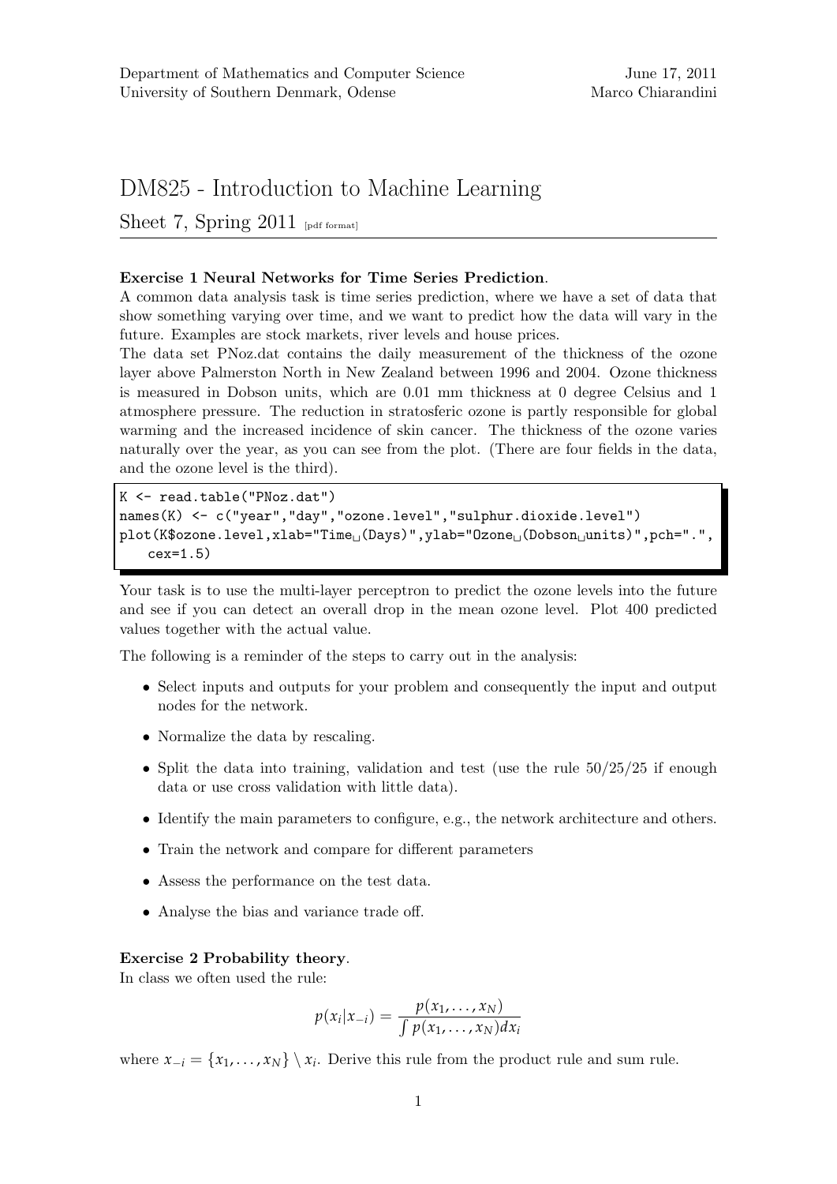Department of Mathematics and Computer Science
University of Southern Denmark, Odense

June 17, 2011
Marco Chiarandini

# DM825 - Introduction to Machine Learning

## Sheet 7, Spring 2011 [pdf format]

**Exercise 1 Neural Networks for Time Series Prediction**.
A common data analysis task is time series prediction, where we have a set of data that show something varying over time, and we want to predict how the data will vary in the future. Examples are stock markets, river levels and house prices.
The data set PNoz.dat contains the daily measurement of the thickness of the ozone layer above Palmerston North in New Zealand between 1996 and 2004. Ozone thickness is measured in Dobson units, which are 0.01 mm thickness at 0 degree Celsius and 1 atmosphere pressure. The reduction in stratosferic ozone is partly responsible for global warming and the increased incidence of skin cancer. The thickness of the ozone varies naturally over the year, as you can see from the plot. (There are four fields in the data, and the ozone level is the third).

```
K <- read.table("PNoz.dat")
names(K) <- c("year","day","ozone.level","sulphur.dioxide.level")
plot(K$ozone.level,xlab="Time (Days)",ylab="Ozone (Dobson units)",pch=".",
    cex=1.5)
```

Your task is to use the multi-layer perceptron to predict the ozone levels into the future and see if you can detect an overall drop in the mean ozone level. Plot 400 predicted values together with the actual value.

The following is a reminder of the steps to carry out in the analysis:

- Select inputs and outputs for your problem and consequently the input and output nodes for the network.
- Normalize the data by rescaling.
- Split the data into training, validation and test (use the rule 50/25/25 if enough data or use cross validation with little data).
- Identify the main parameters to configure, e.g., the network architecture and others.
- Train the network and compare for different parameters
- Assess the performance on the test data.
- Analyse the bias and variance trade off.

**Exercise 2 Probability theory**.
In class we often used the rule:

$$p(x_i|x_{-i}) = \frac{p(x_1, \ldots, x_N)}{\int p(x_1, \ldots, x_N) dx_i}$$

where $x_{-i} = \{x_1, \ldots, x_N\} \setminus x_i$. Derive this rule from the product rule and sum rule.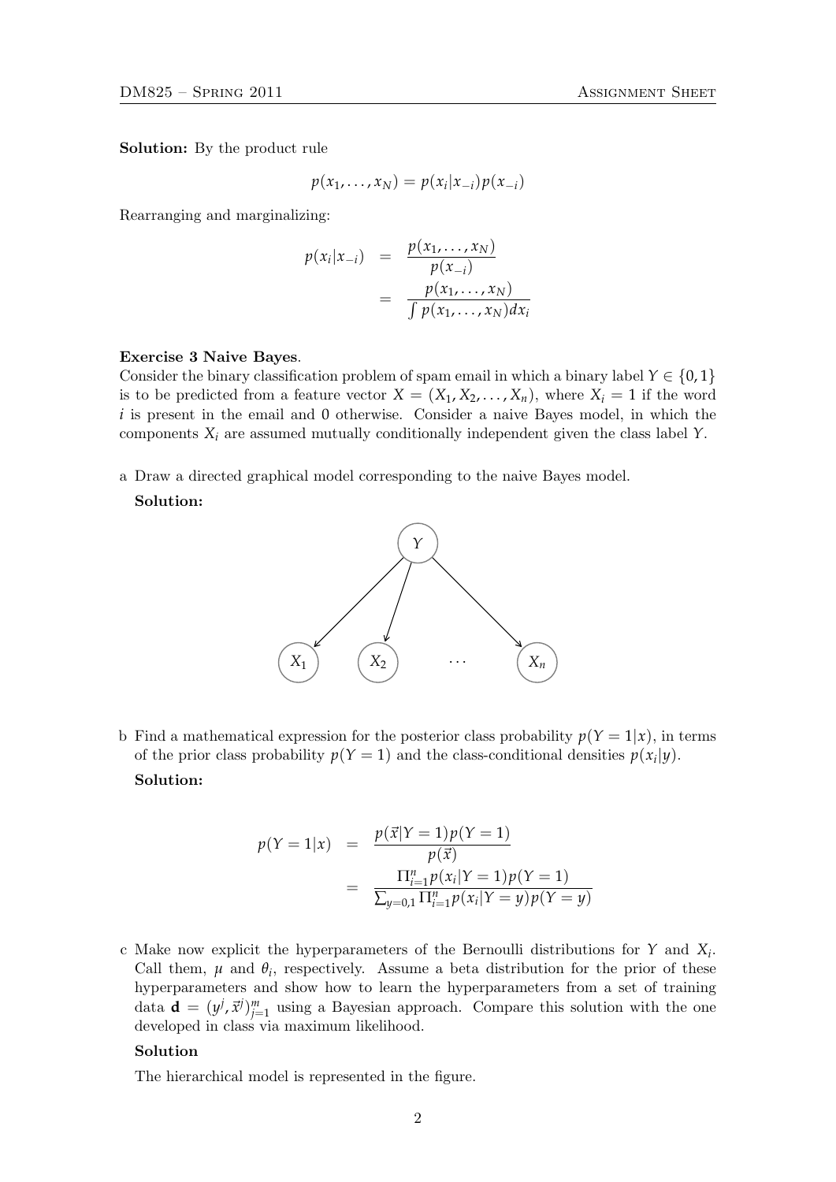**Solution:** By the product rule

$$p(x_1, \ldots, x_N) = p(x_i | x_{-i}) p(x_{-i})$$

Rearranging and marginalizing:

$$\begin{aligned}
p(x_i|x_{-i}) &= \frac{p(x_1, \ldots, x_N)}{p(x_{-i})} \\
&= \frac{p(x_1, \ldots, x_N)}{\int p(x_1, \ldots, x_N) dx_i}
\end{aligned}$$

**Exercise 3 Naive Bayes**.
Consider the binary classification problem of spam email in which a binary label $Y \in \{0, 1\}$ is to be predicted from a feature vector $X = (X_1, X_2, \ldots, X_n)$, where $X_i = 1$ if the word $i$ is present in the email and 0 otherwise. Consider a naive Bayes model, in which the components $X_i$ are assumed mutually conditionally independent given the class label $Y$.

a Draw a directed graphical model corresponding to the naive Bayes model.

**Solution:**

b Find a mathematical expression for the posterior class probability $p(Y = 1|x)$, in terms of the prior class probability $p(Y = 1)$ and the class-conditional densities $p(x_i|y)$.

**Solution:**

$$\begin{aligned}
p(Y = 1|x) &= \frac{p(\vec{x}|Y = 1) p(Y = 1)}{p(\vec{x})} \\
&= \frac{\Pi_{i=1}^{n} p(x_i|Y = 1) p(Y = 1)}{\sum_{y=0,1} \Pi_{i=1}^{n} p(x_i|Y = y) p(Y = y)}
\end{aligned}$$

c Make now explicit the hyperparameters of the Bernoulli distributions for $Y$ and $X_i$. Call them, $\mu$ and $\theta_i$, respectively. Assume a beta distribution for the prior of these hyperparameters and show how to learn the hyperparameters from a set of training data $\mathbf{d} = (y^j, \vec{x}^j)_{j=1}^{m}$ using a Bayesian approach. Compare this solution with the one developed in class via maximum likelihood.

**Solution**

The hierarchical model is represented in the figure.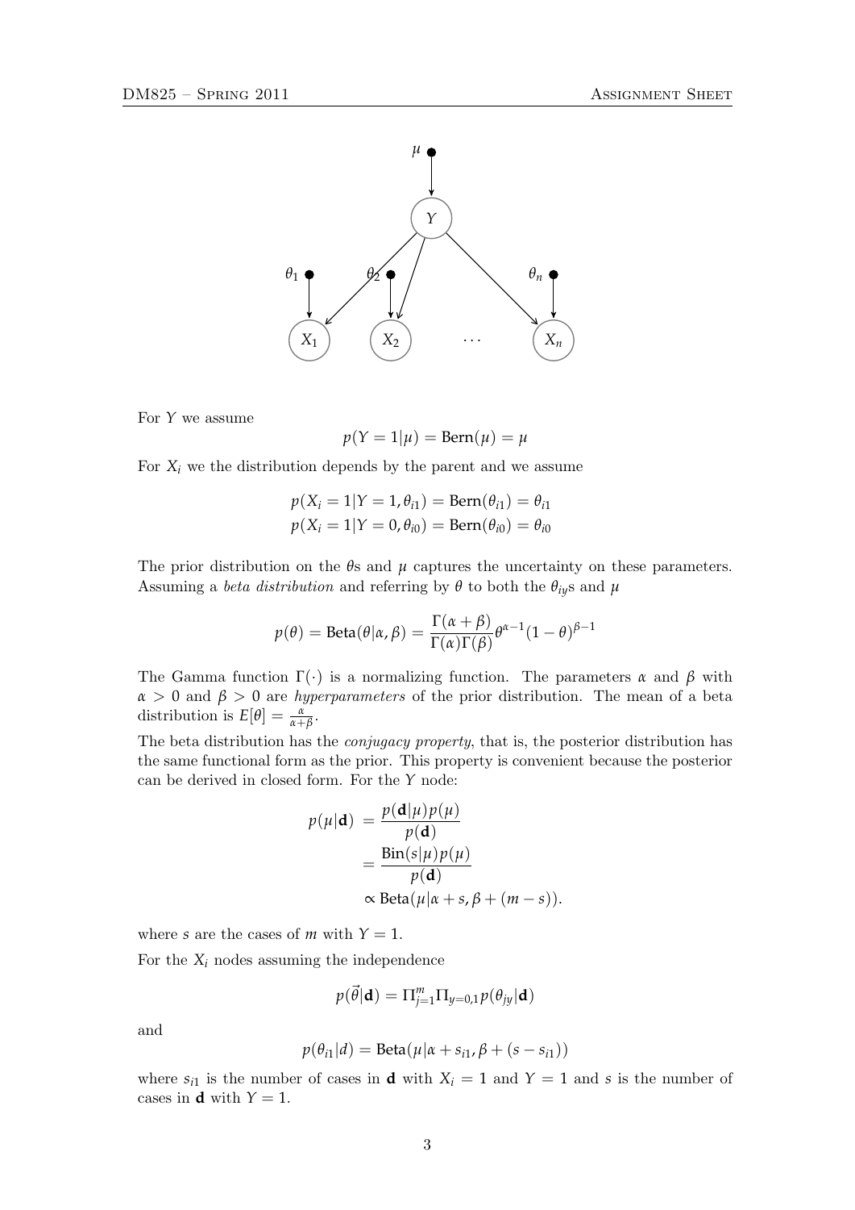For $Y$ we assume

$$p(Y = 1|\mu) = \text{Bern}(\mu) = \mu$$

For $X_i$ we the distribution depends by the parent and we assume

$$p(X_i = 1|Y = 1, \theta_{i1}) = \text{Bern}(\theta_{i1}) = \theta_{i1}$$
$$p(X_i = 1|Y = 0, \theta_{i0}) = \text{Bern}(\theta_{i0}) = \theta_{i0}$$

The prior distribution on the $\theta$s and $\mu$ captures the uncertainty on these parameters. Assuming a *beta distribution* and referring by $\theta$ to both the $\theta_{iy}$s and $\mu$

$$p(\theta) = \text{Beta}(\theta|\alpha, \beta) = \frac{\Gamma(\alpha + \beta)}{\Gamma(\alpha)\Gamma(\beta)}\theta^{\alpha-1}(1-\theta)^{\beta-1}$$

The Gamma function $\Gamma(\cdot)$ is a normalizing function. The parameters $\alpha$ and $\beta$ with $\alpha > 0$ and $\beta > 0$ are *hyperparameters* of the prior distribution. The mean of a beta distribution is $E[\theta] = \frac{\alpha}{\alpha+\beta}$.

The beta distribution has the *conjugacy property*, that is, the posterior distribution has the same functional form as the prior. This property is convenient because the posterior can be derived in closed form. For the $Y$ node:

$$\begin{aligned} p(\mu|\mathbf{d}) &= \frac{p(\mathbf{d}|\mu)p(\mu)}{p(\mathbf{d})} \\ &= \frac{\text{Bin}(s|\mu)p(\mu)}{p(\mathbf{d})} \\ &\propto \text{Beta}(\mu|\alpha + s, \beta + (m - s)). \end{aligned}$$

where $s$ are the cases of $m$ with $Y = 1$.

For the $X_i$ nodes assuming the independence

$$p(\vec{\theta}|\mathbf{d}) = \Pi_{j=1}^{m}\Pi_{y=0,1}p(\theta_{jy}|\mathbf{d})$$

and

$$p(\theta_{i1}|d) = \text{Beta}(\mu|\alpha + s_{i1}, \beta + (s - s_{i1}))$$

where $s_{i1}$ is the number of cases in $\mathbf{d}$ with $X_i = 1$ and $Y = 1$ and $s$ is the number of cases in $\mathbf{d}$ with $Y = 1$.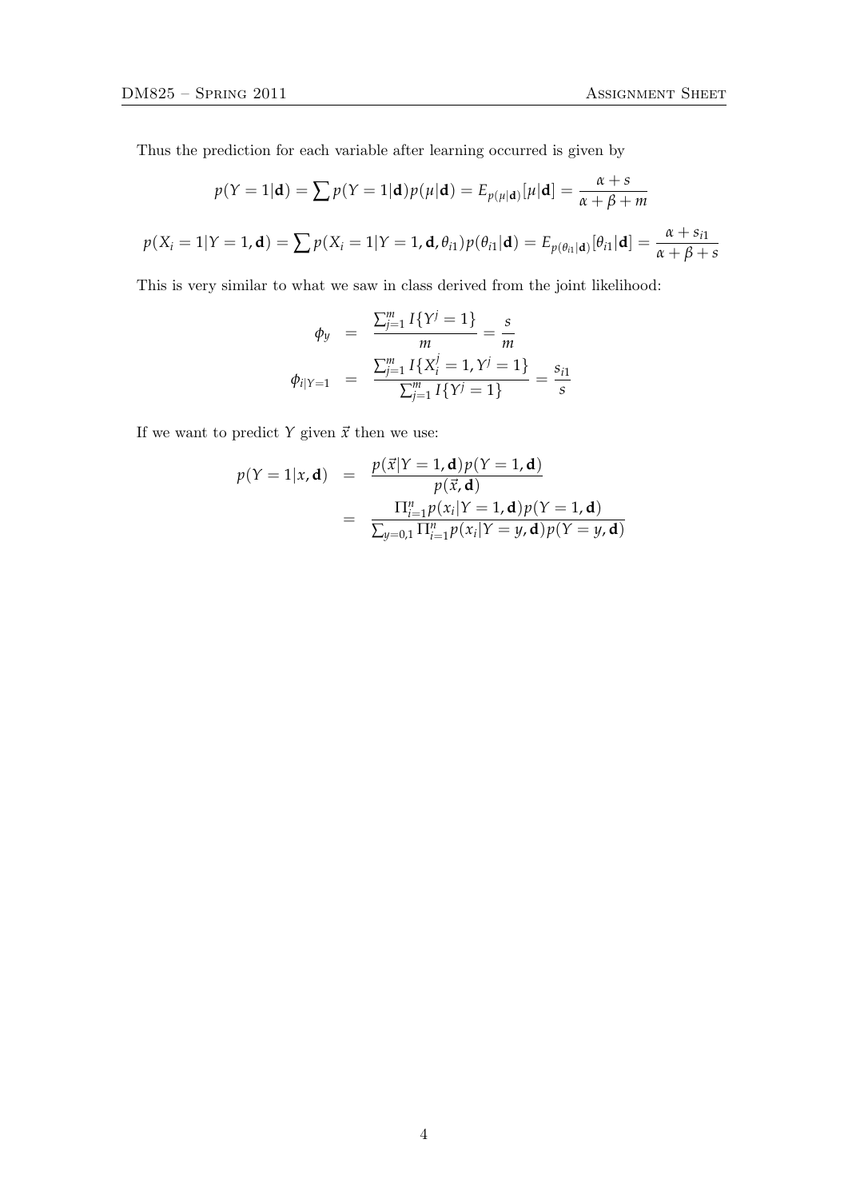Thus the prediction for each variable after learning occurred is given by

$$p(Y = 1|\mathbf{d}) = \sum p(Y = 1|\mathbf{d})p(\mu|\mathbf{d}) = E_{p(\mu|\mathbf{d})}[\mu|\mathbf{d}] = \frac{\alpha + s}{\alpha + \beta + m}$$

$$p(X_i = 1|Y = 1, \mathbf{d}) = \sum p(X_i = 1|Y = 1, \mathbf{d}, \theta_{i1})p(\theta_{i1}|\mathbf{d}) = E_{p(\theta_{i1}|\mathbf{d})}[\theta_{i1}|\mathbf{d}] = \frac{\alpha + s_{i1}}{\alpha + \beta + s}$$

This is very similar to what we saw in class derived from the joint likelihood:

$$\begin{aligned}
\phi_y &= \frac{\sum_{j=1}^{m} I\{Y^j = 1\}}{m} = \frac{s}{m} \\
\phi_{i|Y=1} &= \frac{\sum_{j=1}^{m} I\{X_i^j = 1, Y^j = 1\}}{\sum_{j=1}^{m} I\{Y^j = 1\}} = \frac{s_{i1}}{s}
\end{aligned}$$

If we want to predict $Y$ given $\vec{x}$ then we use:

$$\begin{aligned}
p(Y = 1|x, \mathbf{d}) &= \frac{p(\vec{x}|Y = 1, \mathbf{d})p(Y = 1, \mathbf{d})}{p(\vec{x}, \mathbf{d})} \\
&= \frac{\Pi_{i=1}^{n} p(x_i|Y = 1, \mathbf{d})p(Y = 1, \mathbf{d})}{\sum_{y=0,1} \Pi_{i=1}^{n} p(x_i|Y = y, \mathbf{d})p(Y = y, \mathbf{d})}
\end{aligned}$$